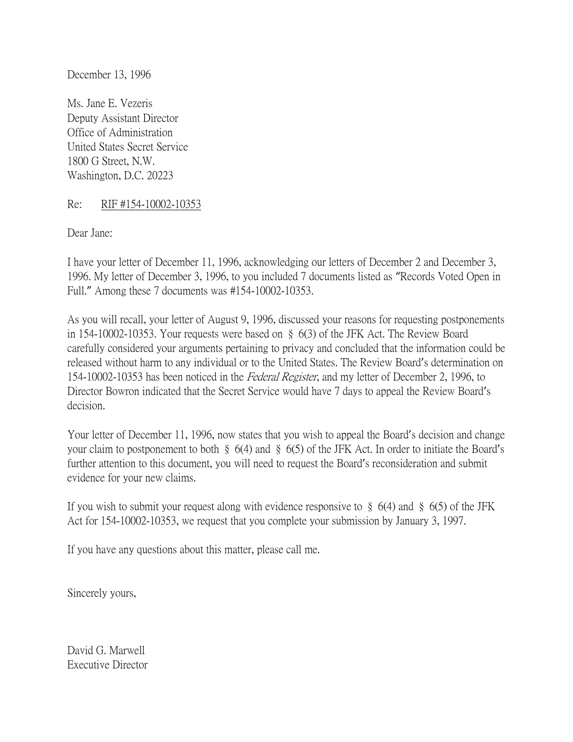December 13, 1996

Ms. Jane E. Vezeris
Deputy Assistant Director
Office of Administration
United States Secret Service
1800 G Street, N.W.
Washington, D.C. 20223

Re: RIF #154-10002-10353

Dear Jane:

I have your letter of December 11, 1996, acknowledging our letters of December 2 and December 3, 1996. My letter of December 3, 1996, to you included 7 documents listed as "Records Voted Open in Full." Among these 7 documents was #154-10002-10353.

As you will recall, your letter of August 9, 1996, discussed your reasons for requesting postponements in 154-10002-10353. Your requests were based on § 6(3) of the JFK Act. The Review Board carefully considered your arguments pertaining to privacy and concluded that the information could be released without harm to any individual or to the United States. The Review Board's determination on 154-10002-10353 has been noticed in the *Federal Register*, and my letter of December 2, 1996, to Director Bowron indicated that the Secret Service would have 7 days to appeal the Review Board's decision.

Your letter of December 11, 1996, now states that you wish to appeal the Board's decision and change your claim to postponement to both § 6(4) and § 6(5) of the JFK Act. In order to initiate the Board's further attention to this document, you will need to request the Board's reconsideration and submit evidence for your new claims.

If you wish to submit your request along with evidence responsive to § 6(4) and § 6(5) of the JFK Act for 154-10002-10353, we request that you complete your submission by January 3, 1997.

If you have any questions about this matter, please call me.

Sincerely yours,

David G. Marwell
Executive Director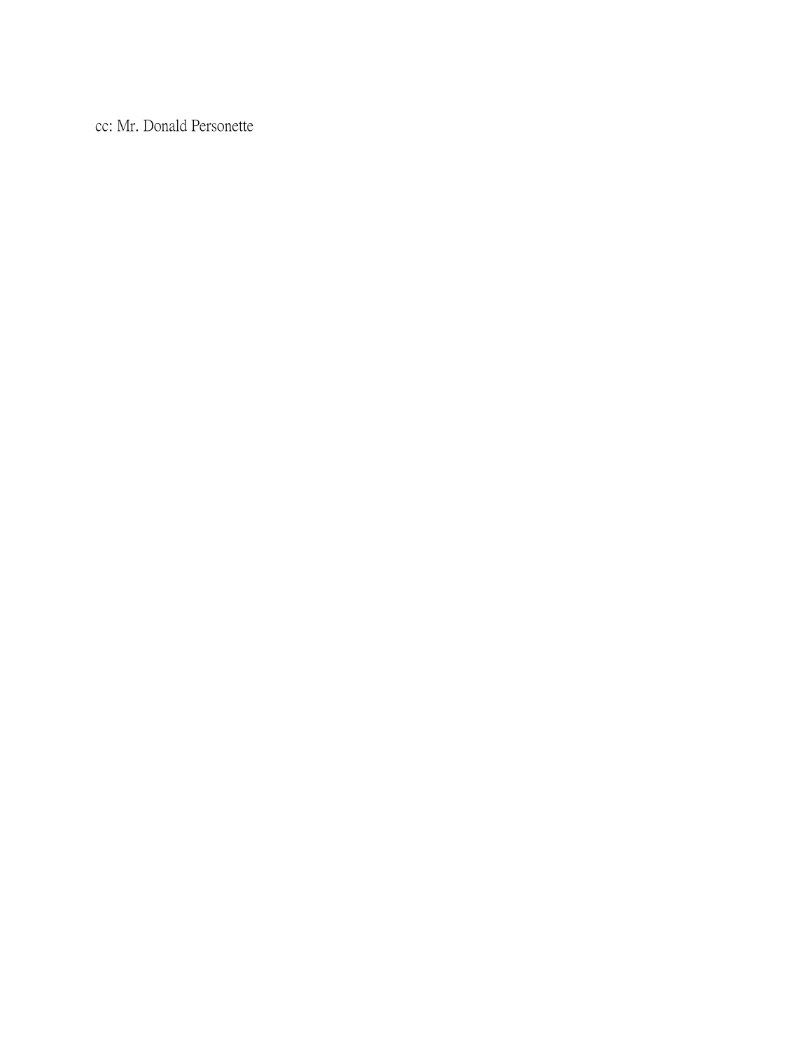cc: Mr. Donald Personette